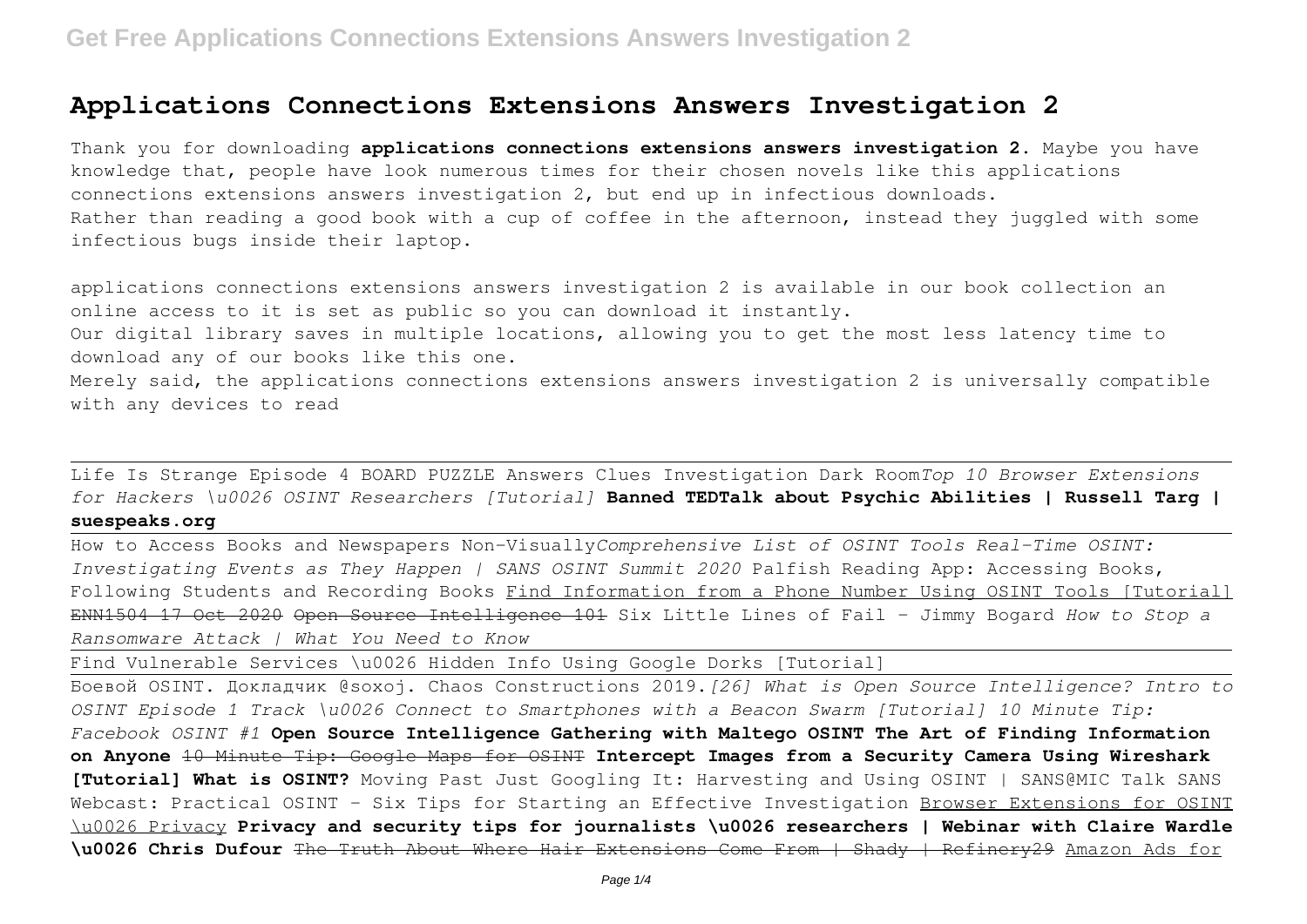# Applications Connections Extensions Answers Investigation 2

Thank you for downloading **applications connections extensions answers investigation 2**. Maybe you have knowledge that, people have look numerous times for their chosen novels like this applications connections extensions answers investigation 2, but end up in infectious downloads.
Rather than reading a good book with a cup of coffee in the afternoon, instead they juggled with some infectious bugs inside their laptop.

applications connections extensions answers investigation 2 is available in our book collection an online access to it is set as public so you can download it instantly.
Our digital library saves in multiple locations, allowing you to get the most less latency time to download any of our books like this one.
Merely said, the applications connections extensions answers investigation 2 is universally compatible with any devices to read

---

Life Is Strange Episode 4 BOARD PUZZLE Answers Clues Investigation Dark Room *Top 10 Browser Extensions for Hackers \u0026 OSINT Researchers [Tutorial]* **Banned TEDTalk about Psychic Abilities | Russell Targ | suespeaks.org**

---

How to Access Books and Newspapers Non-Visually *Comprehensive List of OSINT Tools Real-Time OSINT: Investigating Events as They Happen | SANS OSINT Summit 2020* Palfish Reading App: Accessing Books, Following Students and Recording Books Find Information from a Phone Number Using OSINT Tools [Tutorial] ~~ENN1504 17 Oct 2020~~ ~~Open Source Intelligence 101~~ Six Little Lines of Fail - Jimmy Bogard *How to Stop a Ransomware Attack | What You Need to Know*

---

Find Vulnerable Services \u0026 Hidden Info Using Google Dorks [Tutorial]

---

Боевой OSINT. Докладчик @soxoj. Chaos Constructions 2019. *[26] What is Open Source Intelligence? Intro to OSINT Episode 1 Track \u0026 Connect to Smartphones with a Beacon Swarm [Tutorial] 10 Minute Tip: Facebook OSINT #1* **Open Source Intelligence Gathering with Maltego OSINT The Art of Finding Information on Anyone** ~~10 Minute Tip: Google Maps for OSINT~~ **Intercept Images from a Security Camera Using Wireshark [Tutorial] What is OSINT?** Moving Past Just Googling It: Harvesting and Using OSINT | SANS@MIC Talk SANS Webcast: Practical OSINT - Six Tips for Starting an Effective Investigation Browser Extensions for OSINT \u0026 Privacy **Privacy and security tips for journalists \u0026 researchers | Webinar with Claire Wardle \u0026 Chris Dufour** ~~The Truth About Where Hair Extensions Come From | Shady | Refinery29~~ Amazon Ads for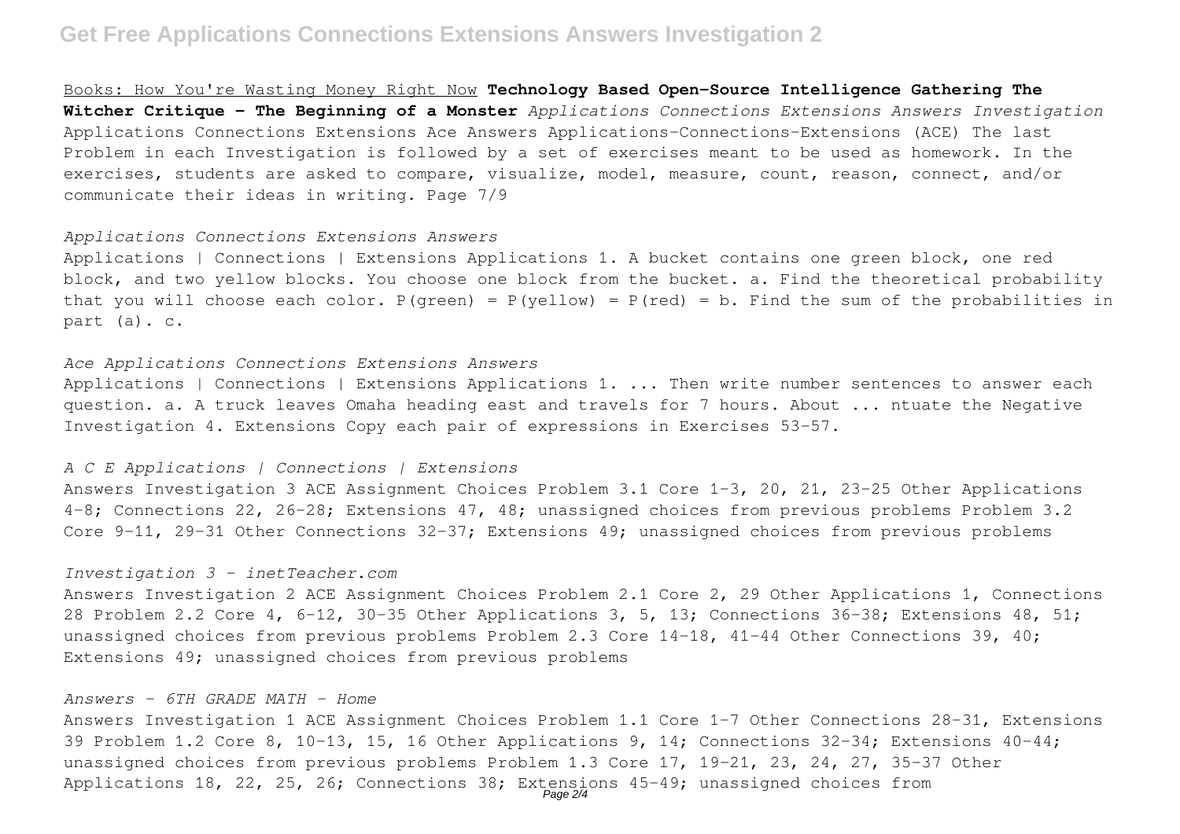Books: How You're Wasting Money Right Now **Technology Based Open-Source Intelligence Gathering The Witcher Critique - The Beginning of a Monster** *Applications Connections Extensions Answers Investigation*
Applications Connections Extensions Ace Answers Applications-Connections-Extensions (ACE) The last Problem in each Investigation is followed by a set of exercises meant to be used as homework. In the exercises, students are asked to compare, visualize, model, measure, count, reason, connect, and/or communicate their ideas in writing. Page 7/9

### *Applications Connections Extensions Answers*

Applications | Connections | Extensions Applications 1. A bucket contains one green block, one red block, and two yellow blocks. You choose one block from the bucket. a. Find the theoretical probability that you will choose each color. P(green) = P(yellow) = P(red) = b. Find the sum of the probabilities in part (a). c.

### *Ace Applications Connections Extensions Answers*

Applications | Connections | Extensions Applications 1. ... Then write number sentences to answer each question. a. A truck leaves Omaha heading east and travels for 7 hours. About ... ntuate the Negative Investigation 4. Extensions Copy each pair of expressions in Exercises 53–57.

### *A C E Applications | Connections | Extensions*

Answers Investigation 3 ACE Assignment Choices Problem 3.1 Core 1–3, 20, 21, 23–25 Other Applications 4–8; Connections 22, 26–28; Extensions 47, 48; unassigned choices from previous problems Problem 3.2 Core 9–11, 29–31 Other Connections 32–37; Extensions 49; unassigned choices from previous problems

### *Investigation 3 - inetTeacher.com*

Answers Investigation 2 ACE Assignment Choices Problem 2.1 Core 2, 29 Other Applications 1, Connections 28 Problem 2.2 Core 4, 6–12, 30–35 Other Applications 3, 5, 13; Connections 36–38; Extensions 48, 51; unassigned choices from previous problems Problem 2.3 Core 14–18, 41–44 Other Connections 39, 40; Extensions 49; unassigned choices from previous problems

### *Answers - 6TH GRADE MATH - Home*

Answers Investigation 1 ACE Assignment Choices Problem 1.1 Core 1–7 Other Connections 28–31, Extensions 39 Problem 1.2 Core 8, 10–13, 15, 16 Other Applications 9, 14; Connections 32–34; Extensions 40–44; unassigned choices from previous problems Problem 1.3 Core 17, 19–21, 23, 24, 27, 35–37 Other Applications 18, 22, 25, 26; Connections 38; Extensions 45–49; unassigned choices from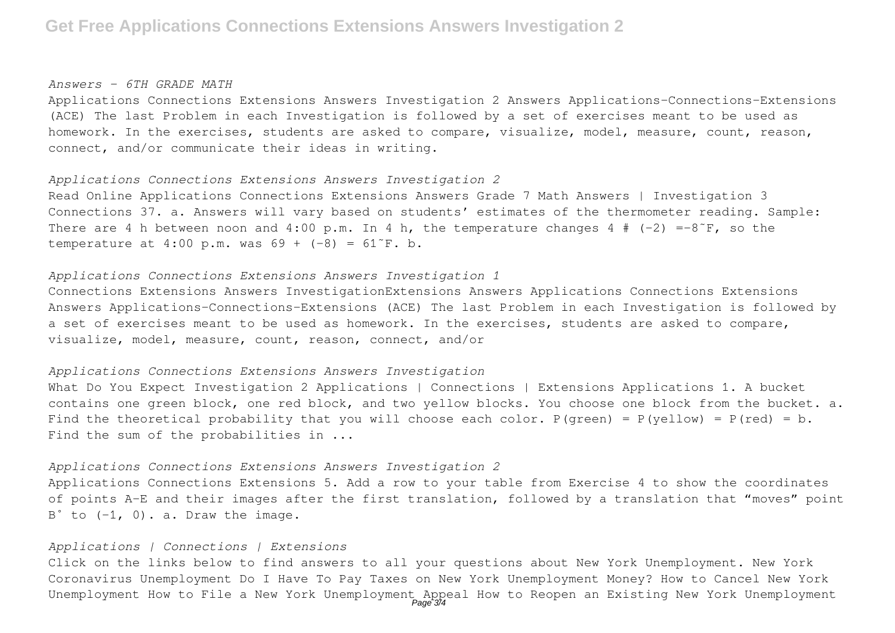*Answers - 6TH GRADE MATH*

Applications Connections Extensions Answers Investigation 2 Answers Applications-Connections-Extensions (ACE) The last Problem in each Investigation is followed by a set of exercises meant to be used as homework. In the exercises, students are asked to compare, visualize, model, measure, count, reason, connect, and/or communicate their ideas in writing.

*Applications Connections Extensions Answers Investigation 2*

Read Online Applications Connections Extensions Answers Grade 7 Math Answers | Investigation 3 Connections 37. a. Answers will vary based on students' estimates of the thermometer reading. Sample: There are 4 h between noon and 4:00 p.m. In 4 h, the temperature changes 4 # (-2) =-8˜F, so the temperature at 4:00 p.m. was 69 + (-8) = 61˜F. b.

*Applications Connections Extensions Answers Investigation 1*

Connections Extensions Answers InvestigationExtensions Answers Applications Connections Extensions Answers Applications-Connections-Extensions (ACE) The last Problem in each Investigation is followed by a set of exercises meant to be used as homework. In the exercises, students are asked to compare, visualize, model, measure, count, reason, connect, and/or

*Applications Connections Extensions Answers Investigation*

What Do You Expect Investigation 2 Applications | Connections | Extensions Applications 1. A bucket contains one green block, one red block, and two yellow blocks. You choose one block from the bucket. a. Find the theoretical probability that you will choose each color. P(green) = P(yellow) = P(red) = b. Find the sum of the probabilities in ...

*Applications Connections Extensions Answers Investigation 2*

Applications Connections Extensions 5. Add a row to your table from Exercise 4 to show the coordinates of points A–E and their images after the first translation, followed by a translation that "moves" point B˚ to (-1, 0). a. Draw the image.

*Applications | Connections | Extensions*

Click on the links below to find answers to all your questions about New York Unemployment. New York Coronavirus Unemployment Do I Have To Pay Taxes on New York Unemployment Money? How to Cancel New York Unemployment How to File a New York Unemployment Appeal How to Reopen an Existing New York Unemployment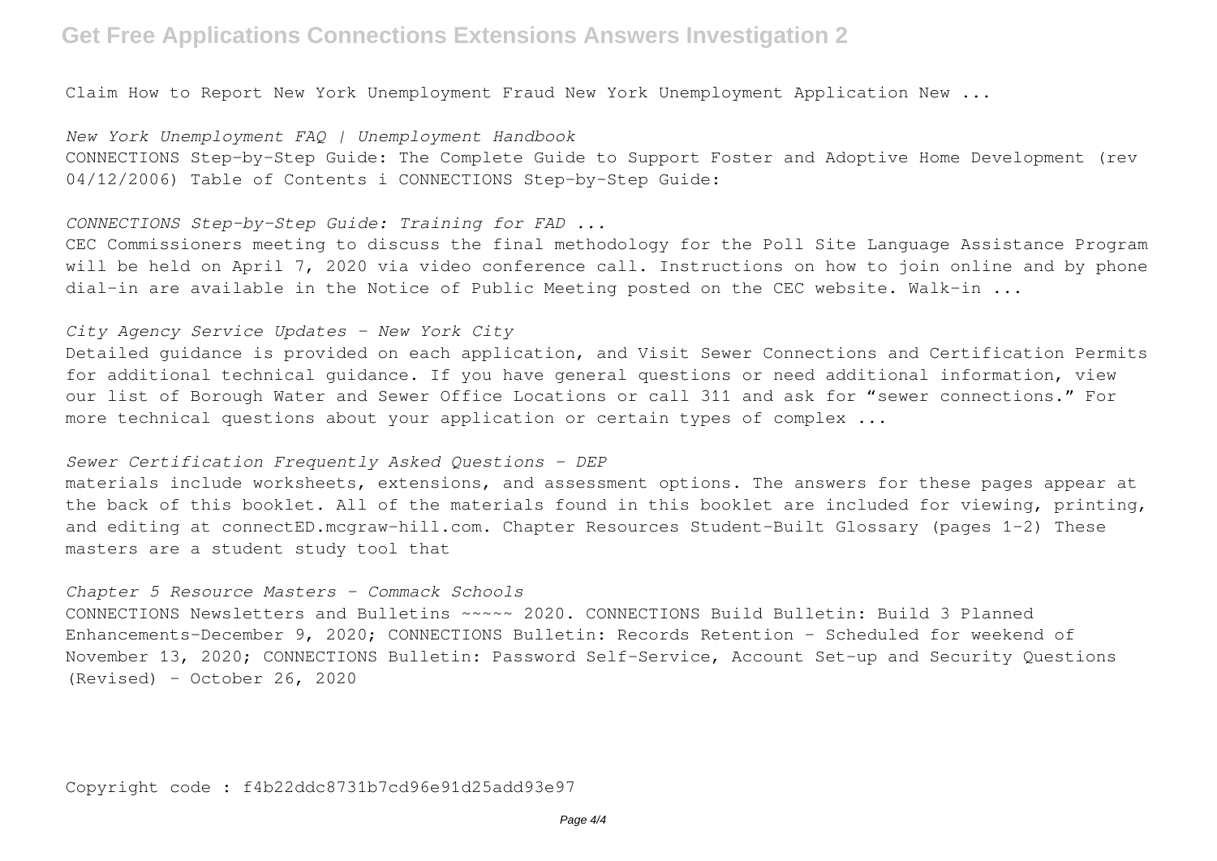Claim How to Report New York Unemployment Fraud New York Unemployment Application New ...

*New York Unemployment FAQ | Unemployment Handbook*

CONNECTIONS Step-by-Step Guide: The Complete Guide to Support Foster and Adoptive Home Development (rev 04/12/2006) Table of Contents i CONNECTIONS Step-by-Step Guide:

*CONNECTIONS Step-by-Step Guide: Training for FAD ...*

CEC Commissioners meeting to discuss the final methodology for the Poll Site Language Assistance Program will be held on April 7, 2020 via video conference call. Instructions on how to join online and by phone dial-in are available in the Notice of Public Meeting posted on the CEC website. Walk-in ...

*City Agency Service Updates - New York City*

Detailed guidance is provided on each application, and Visit Sewer Connections and Certification Permits for additional technical guidance. If you have general questions or need additional information, view our list of Borough Water and Sewer Office Locations or call 311 and ask for "sewer connections." For more technical questions about your application or certain types of complex ...

*Sewer Certification Frequently Asked Questions - DEP*

materials include worksheets, extensions, and assessment options. The answers for these pages appear at the back of this booklet. All of the materials found in this booklet are included for viewing, printing, and editing at connectED.mcgraw-hill.com. Chapter Resources Student-Built Glossary (pages 1–2) These masters are a student study tool that

*Chapter 5 Resource Masters - Commack Schools*

CONNECTIONS Newsletters and Bulletins ~~~~~ 2020. CONNECTIONS Build Bulletin: Build 3 Planned Enhancements-December 9, 2020; CONNECTIONS Bulletin: Records Retention - Scheduled for weekend of November 13, 2020; CONNECTIONS Bulletin: Password Self-Service, Account Set-up and Security Questions (Revised) - October 26, 2020

Copyright code : f4b22ddc8731b7cd96e91d25add93e97